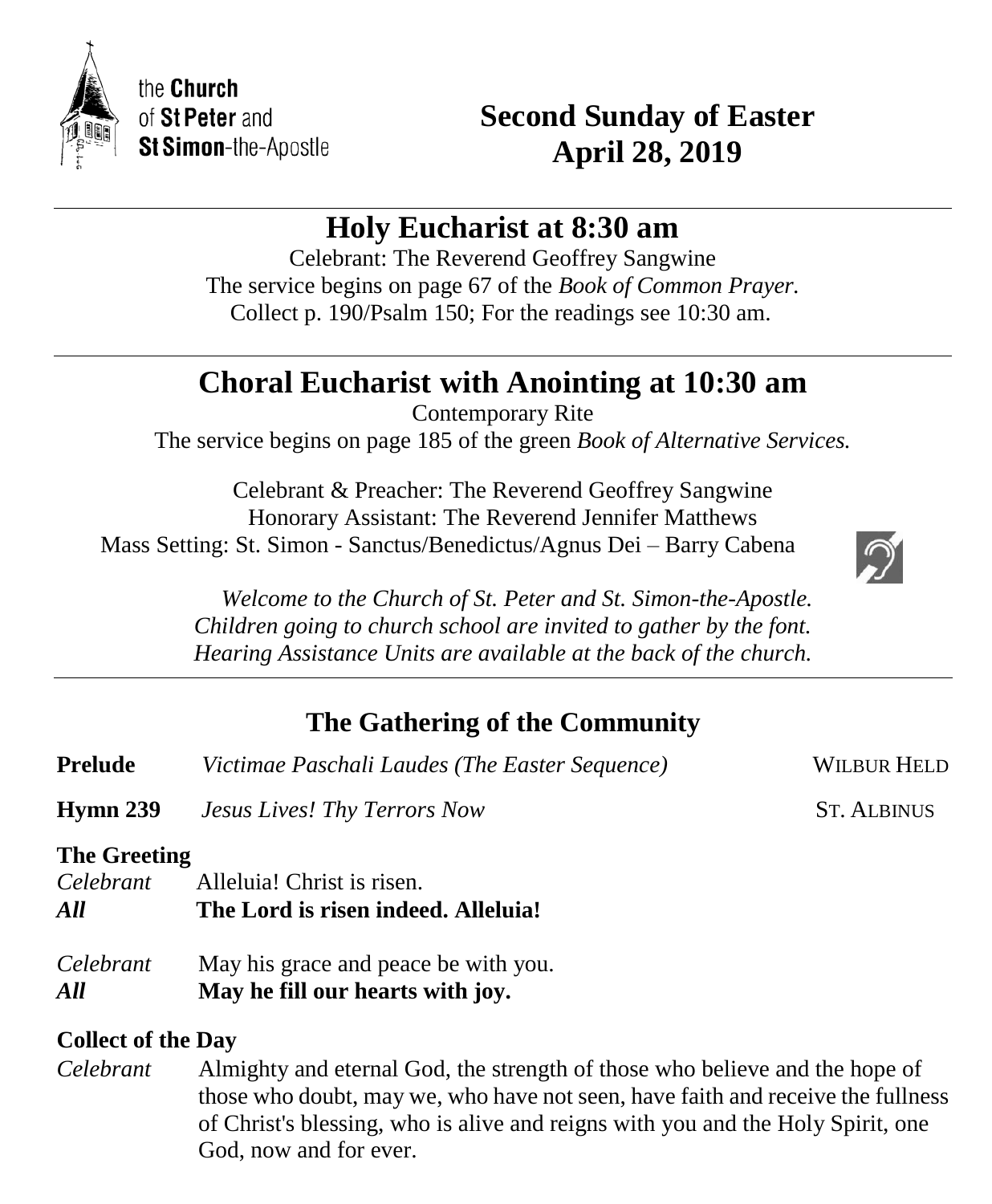the **Church** of **St Peter** and **St Simon**-the-Apostle

# Second Sunday of Easter
# April 28, 2019

---

## Holy Eucharist at 8:30 am

Celebrant: The Reverend Geoffrey Sangwine
The service begins on page 67 of the *Book of Common Prayer.*
Collect p. 190/Psalm 150; For the readings see 10:30 am.

---

## Choral Eucharist with Anointing at 10:30 am

Contemporary Rite
The service begins on page 185 of the green *Book of Alternative Services.*

Celebrant & Preacher: The Reverend Geoffrey Sangwine
Honorary Assistant: The Reverend Jennifer Matthews
Mass Setting: St. Simon - Sanctus/Benedictus/Agnus Dei – Barry Cabena

*Welcome to the Church of St. Peter and St. Simon-the-Apostle.*
*Children going to church school are invited to gather by the font.*
*Hearing Assistance Units are available at the back of the church.*

---

### The Gathering of the Community

**Prelude** *Victimae Paschali Laudes (The Easter Sequence)* WILBUR HELD

**Hymn 239** *Jesus Lives! Thy Terrors Now* ST. ALBINUS

**The Greeting**
*Celebrant* Alleluia! Christ is risen.
***All*** **The Lord is risen indeed. Alleluia!**

*Celebrant* May his grace and peace be with you.
***All*** **May he fill our hearts with joy.**

**Collect of the Day**
*Celebrant* Almighty and eternal God, the strength of those who believe and the hope of those who doubt, may we, who have not seen, have faith and receive the fullness of Christ's blessing, who is alive and reigns with you and the Holy Spirit, one God, now and for ever.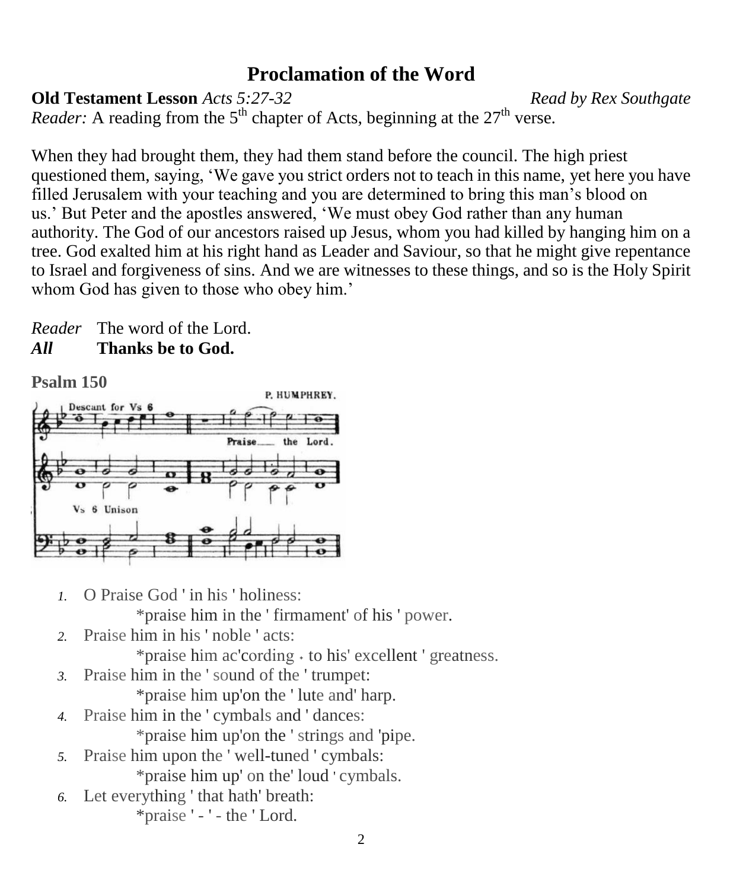# Proclamation of the Word

**Old Testament Lesson** *Acts 5:27-32* *Read by Rex Southgate*

*Reader:* A reading from the 5th chapter of Acts, beginning at the 27th verse.

When they had brought them, they had them stand before the council. The high priest questioned them, saying, 'We gave you strict orders not to teach in this name, yet here you have filled Jerusalem with your teaching and you are determined to bring this man's blood on us.' But Peter and the apostles answered, 'We must obey God rather than any human authority. The God of our ancestors raised up Jesus, whom you had killed by hanging him on a tree. God exalted him at his right hand as Leader and Saviour, so that he might give repentance to Israel and forgiveness of sins. And we are witnesses to these things, and so is the Holy Spirit whom God has given to those who obey him.'

*Reader* The word of the Lord.
***All*** **Thanks be to God.**

**Psalm 150**

P. HUMPHREY.

Descant for Vs 6

Praise the Lord.

Vs 6 Unison

1. O Praise God ' in his ' holiness:
   *praise him in the ' firmament' of his ' power.
2. Praise him in his ' noble ' acts:
   *praise him ac'cording ˖ to his' excellent ' greatness.
3. Praise him in the ' sound of the ' trumpet:
   *praise him up'on the ' lute and' harp.
4. Praise him in the ' cymbals and ' dances:
   *praise him up'on the ' strings and 'pipe.
5. Praise him upon the ' well-tuned ' cymbals:
   *praise him up' on the' loud ' cymbals.
6. Let everything ' that hath' breath:
   *praise ' - ' - the ' Lord.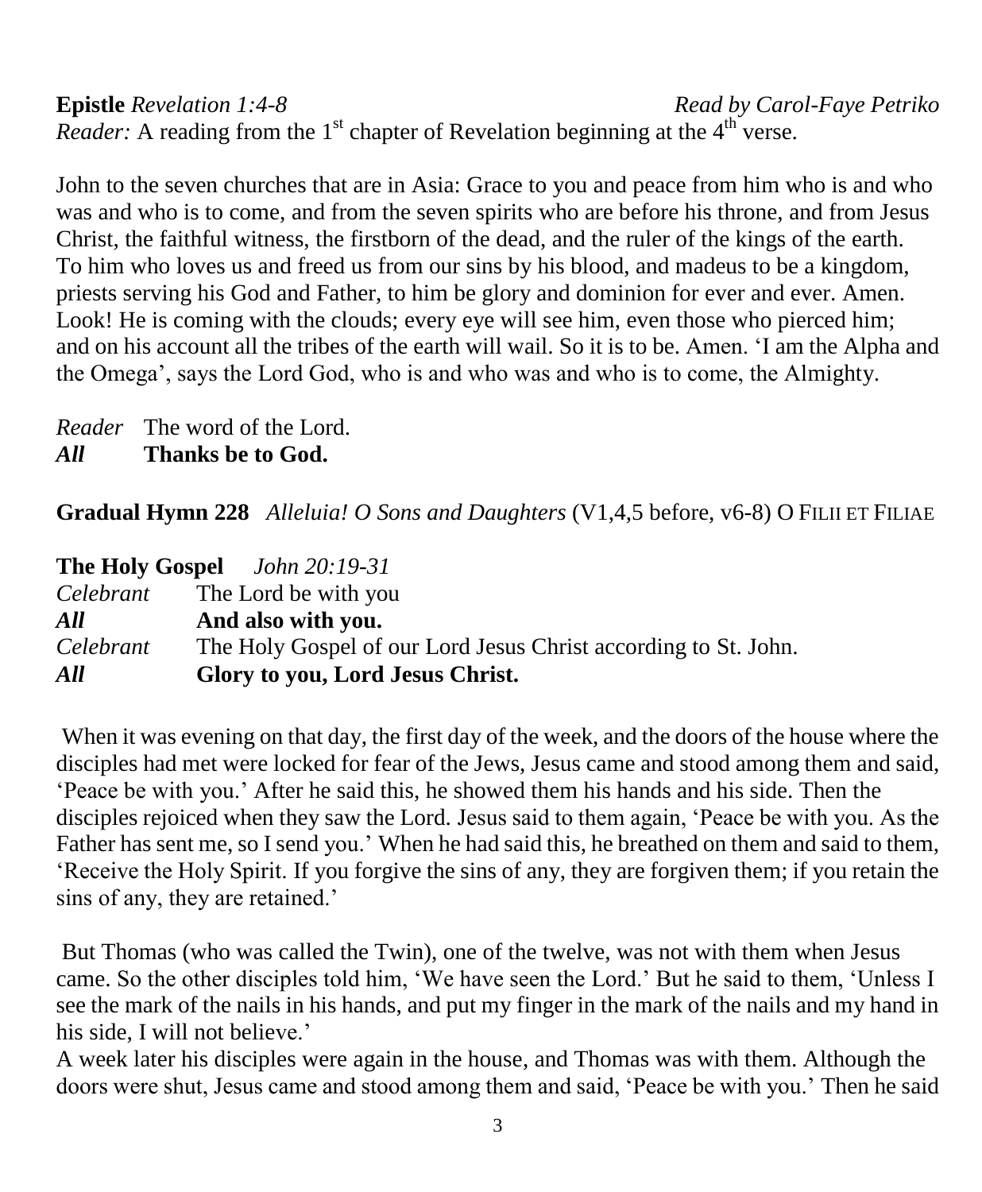**Epistle** *Revelation 1:4-8* *Read by Carol-Faye Petriko*
*Reader:* A reading from the 1st chapter of Revelation beginning at the 4th verse.

John to the seven churches that are in Asia: Grace to you and peace from him who is and who was and who is to come, and from the seven spirits who are before his throne, and from Jesus Christ, the faithful witness, the firstborn of the dead, and the ruler of the kings of the earth. To him who loves us and freed us from our sins by his blood, and madeus to be a kingdom, priests serving his God and Father, to him be glory and dominion for ever and ever. Amen. Look! He is coming with the clouds; every eye will see him, even those who pierced him; and on his account all the tribes of the earth will wail. So it is to be. Amen. 'I am the Alpha and the Omega', says the Lord God, who is and who was and who is to come, the Almighty.

*Reader* The word of the Lord.
***All*** **Thanks be to God.**

**Gradual Hymn 228** *Alleluia! O Sons and Daughters* (V1,4,5 before, v6-8) O FILII ET FILIAE

**The Holy Gospel** *John 20:19-31*

*Celebrant* The Lord be with you
***All*** **And also with you.**
*Celebrant* The Holy Gospel of our Lord Jesus Christ according to St. John.
***All*** **Glory to you, Lord Jesus Christ.**

When it was evening on that day, the first day of the week, and the doors of the house where the disciples had met were locked for fear of the Jews, Jesus came and stood among them and said, 'Peace be with you.' After he said this, he showed them his hands and his side. Then the disciples rejoiced when they saw the Lord. Jesus said to them again, 'Peace be with you. As the Father has sent me, so I send you.' When he had said this, he breathed on them and said to them, 'Receive the Holy Spirit. If you forgive the sins of any, they are forgiven them; if you retain the sins of any, they are retained.'

But Thomas (who was called the Twin), one of the twelve, was not with them when Jesus came. So the other disciples told him, 'We have seen the Lord.' But he said to them, 'Unless I see the mark of the nails in his hands, and put my finger in the mark of the nails and my hand in his side, I will not believe.'
A week later his disciples were again in the house, and Thomas was with them. Although the doors were shut, Jesus came and stood among them and said, 'Peace be with you.' Then he said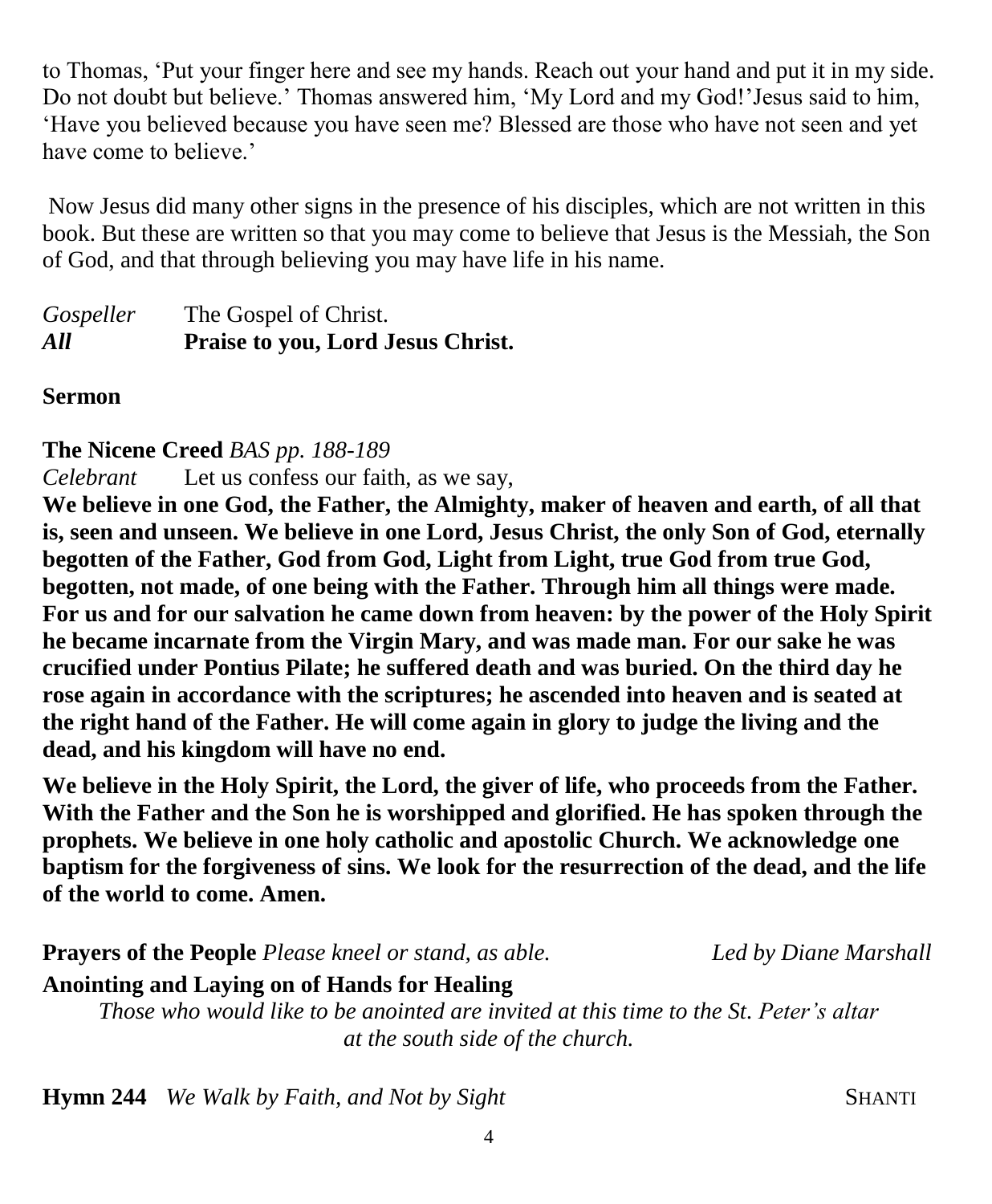to Thomas, 'Put your finger here and see my hands. Reach out your hand and put it in my side. Do not doubt but believe.' Thomas answered him, 'My Lord and my God!'Jesus said to him, 'Have you believed because you have seen me? Blessed are those who have not seen and yet have come to believe.'

Now Jesus did many other signs in the presence of his disciples, which are not written in this book. But these are written so that you may come to believe that Jesus is the Messiah, the Son of God, and that through believing you may have life in his name.

*Gospeller* The Gospel of Christ.
***All*** **Praise to you, Lord Jesus Christ.**

**Sermon**

**The Nicene Creed** *BAS pp. 188-189*

*Celebrant* Let us confess our faith, as we say,

**We believe in one God, the Father, the Almighty, maker of heaven and earth, of all that is, seen and unseen. We believe in one Lord, Jesus Christ, the only Son of God, eternally begotten of the Father, God from God, Light from Light, true God from true God, begotten, not made, of one being with the Father. Through him all things were made. For us and for our salvation he came down from heaven: by the power of the Holy Spirit he became incarnate from the Virgin Mary, and was made man. For our sake he was crucified under Pontius Pilate; he suffered death and was buried. On the third day he rose again in accordance with the scriptures; he ascended into heaven and is seated at the right hand of the Father. He will come again in glory to judge the living and the dead, and his kingdom will have no end.**

**We believe in the Holy Spirit, the Lord, the giver of life, who proceeds from the Father. With the Father and the Son he is worshipped and glorified. He has spoken through the prophets. We believe in one holy catholic and apostolic Church. We acknowledge one baptism for the forgiveness of sins. We look for the resurrection of the dead, and the life of the world to come. Amen.**

**Prayers of the People** *Please kneel or stand, as able.* *Led by Diane Marshall*

**Anointing and Laying on of Hands for Healing**

*Those who would like to be anointed are invited at this time to the St. Peter's altar at the south side of the church.*

**Hymn 244** *We Walk by Faith, and Not by Sight* SHANTI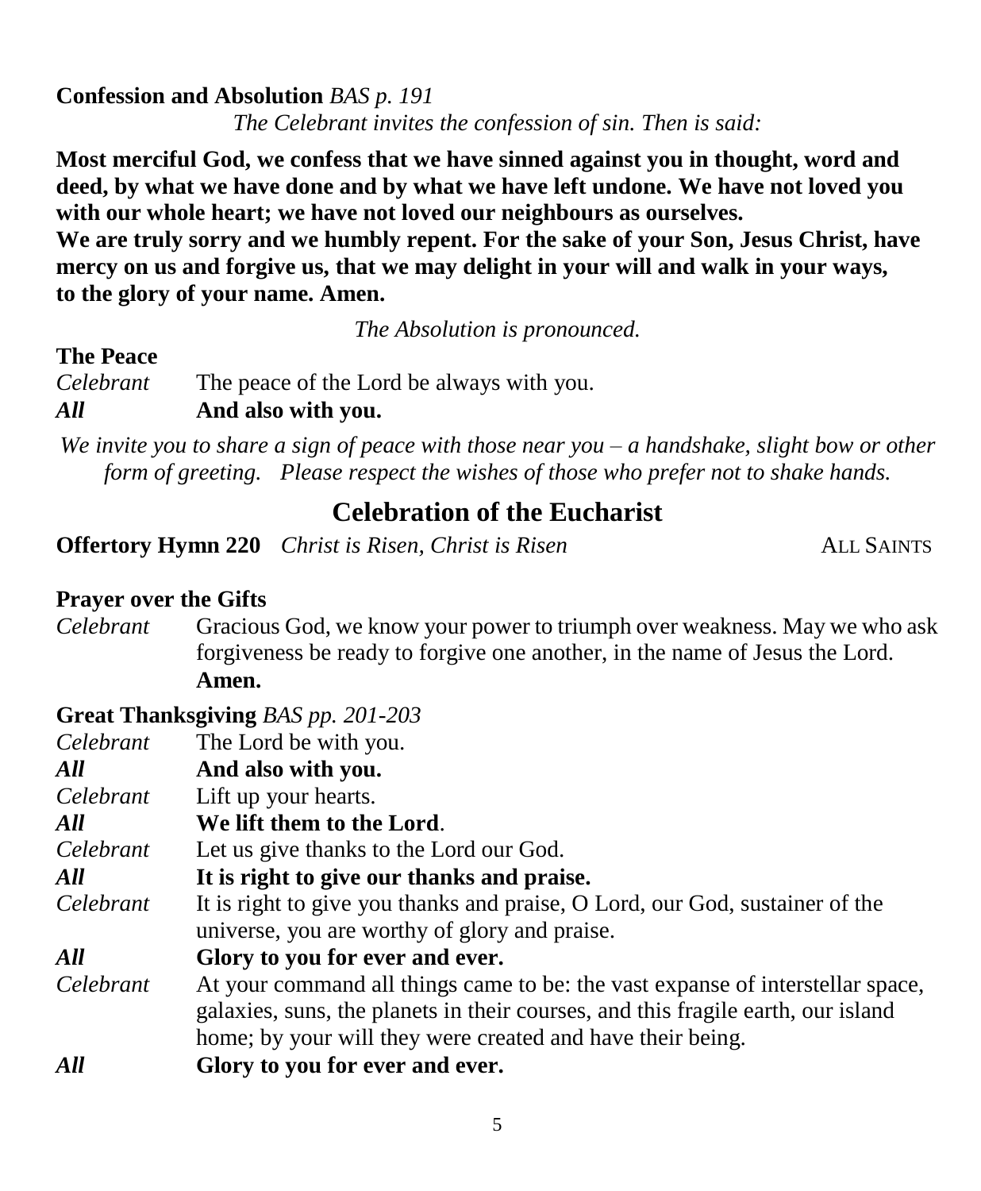**Confession and Absolution** *BAS p. 191*

*The Celebrant invites the confession of sin. Then is said:*

**Most merciful God, we confess that we have sinned against you in thought, word and deed, by what we have done and by what we have left undone. We have not loved you with our whole heart; we have not loved our neighbours as ourselves.
We are truly sorry and we humbly repent. For the sake of your Son, Jesus Christ, have mercy on us and forgive us, that we may delight in your will and walk in your ways, to the glory of your name. Amen.**

*The Absolution is pronounced.*

**The Peace**

*Celebrant* The peace of the Lord be always with you.
***All*** **And also with you.**

*We invite you to share a sign of peace with those near you – a handshake, slight bow or other form of greeting. Please respect the wishes of those who prefer not to shake hands.*

## Celebration of the Eucharist

**Offertory Hymn 220** *Christ is Risen, Christ is Risen* ALL SAINTS

**Prayer over the Gifts**

*Celebrant* Gracious God, we know your power to triumph over weakness. May we who ask forgiveness be ready to forgive one another, in the name of Jesus the Lord. **Amen.**

**Great Thanksgiving** *BAS pp. 201-203*

*Celebrant* The Lord be with you.
***All*** **And also with you.**
*Celebrant* Lift up your hearts.
***All*** **We lift them to the Lord**.
*Celebrant* Let us give thanks to the Lord our God.
***All*** **It is right to give our thanks and praise.**
*Celebrant* It is right to give you thanks and praise, O Lord, our God, sustainer of the universe, you are worthy of glory and praise.
***All*** **Glory to you for ever and ever.**
*Celebrant* At your command all things came to be: the vast expanse of interstellar space, galaxies, suns, the planets in their courses, and this fragile earth, our island home; by your will they were created and have their being.
***All*** **Glory to you for ever and ever.**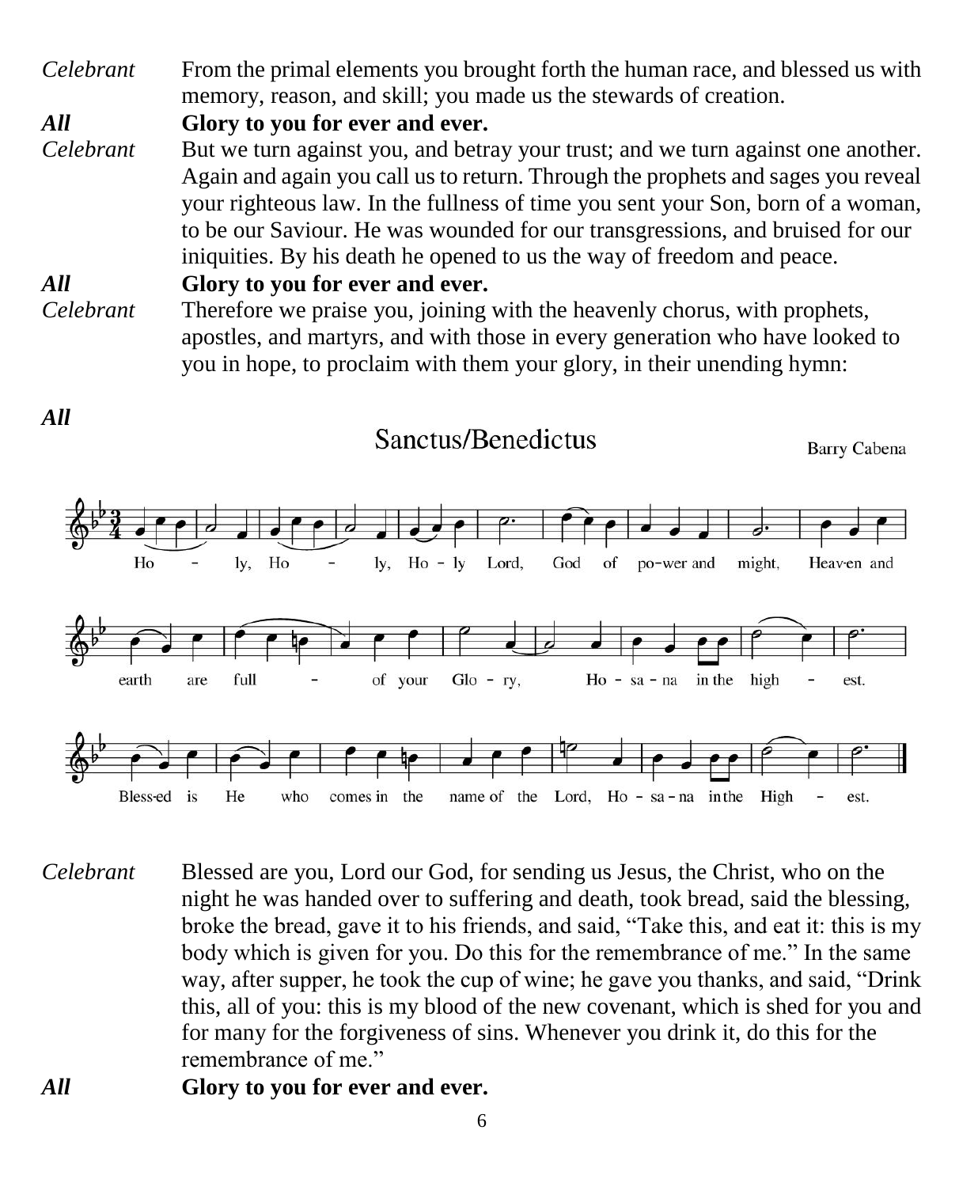*Celebrant* From the primal elements you brought forth the human race, and blessed us with memory, reason, and skill; you made us the stewards of creation.

***All*** **Glory to you for ever and ever.**

*Celebrant* But we turn against you, and betray your trust; and we turn against one another. Again and again you call us to return. Through the prophets and sages you reveal your righteous law. In the fullness of time you sent your Son, born of a woman, to be our Saviour. He was wounded for our transgressions, and bruised for our iniquities. By his death he opened to us the way of freedom and peace.

***All*** **Glory to you for ever and ever.**

*Celebrant* Therefore we praise you, joining with the heavenly chorus, with prophets, apostles, and martyrs, and with those in every generation who have looked to you in hope, to proclaim with them your glory, in their unending hymn:

***All***

## Sanctus/Benedictus

Barry Cabena

Holy, Holy, Holy Lord, God of power and might, Heaven and earth are full of your Glory, Hosana in the highest.

Blessed is He who comes in the name of the Lord, Hosana in the Highest.

*Celebrant* Blessed are you, Lord our God, for sending us Jesus, the Christ, who on the night he was handed over to suffering and death, took bread, said the blessing, broke the bread, gave it to his friends, and said, “Take this, and eat it: this is my body which is given for you. Do this for the remembrance of me.” In the same way, after supper, he took the cup of wine; he gave you thanks, and said, “Drink this, all of you: this is my blood of the new covenant, which is shed for you and for many for the forgiveness of sins. Whenever you drink it, do this for the remembrance of me.”

***All*** **Glory to you for ever and ever.**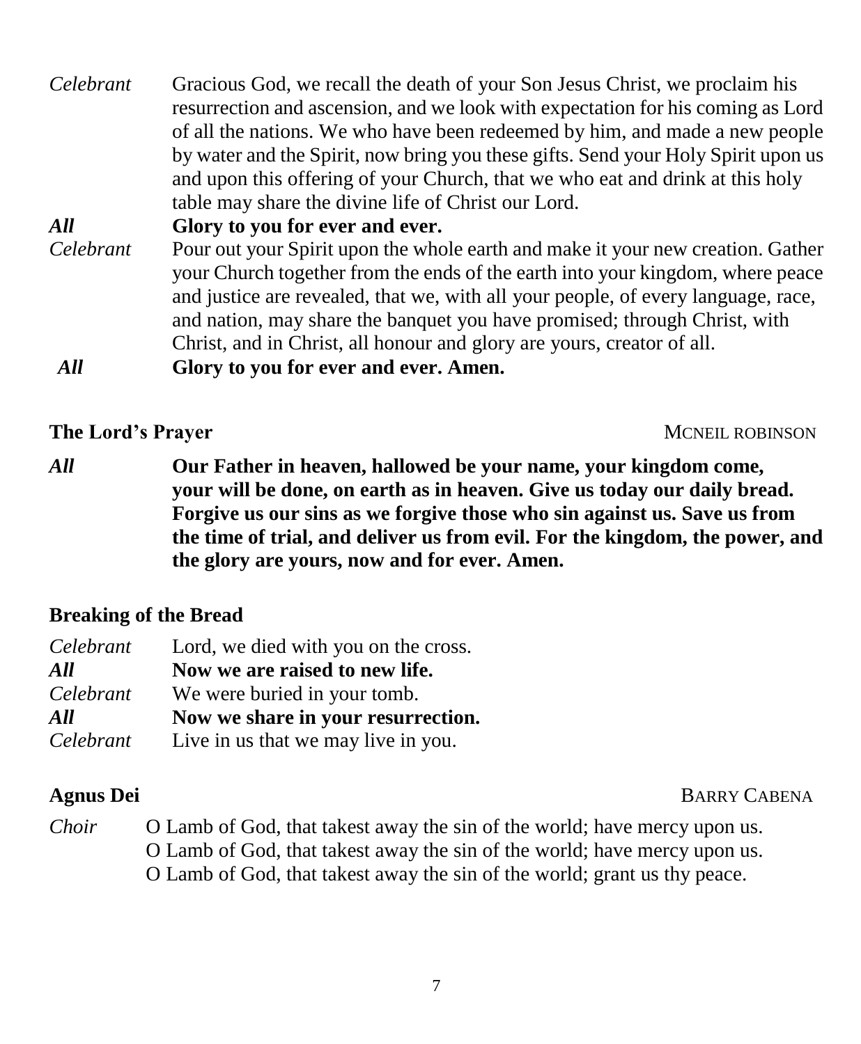*Celebrant* Gracious God, we recall the death of your Son Jesus Christ, we proclaim his resurrection and ascension, and we look with expectation for his coming as Lord of all the nations. We who have been redeemed by him, and made a new people by water and the Spirit, now bring you these gifts. Send your Holy Spirit upon us and upon this offering of your Church, that we who eat and drink at this holy table may share the divine life of Christ our Lord.

***All*** **Glory to you for ever and ever.**

*Celebrant* Pour out your Spirit upon the whole earth and make it your new creation. Gather your Church together from the ends of the earth into your kingdom, where peace and justice are revealed, that we, with all your people, of every language, race, and nation, may share the banquet you have promised; through Christ, with Christ, and in Christ, all honour and glory are yours, creator of all.

***All*** **Glory to you for ever and ever. Amen.**

## The Lord's Prayer — MCNEIL ROBINSON

***All*** **Our Father in heaven, hallowed be your name, your kingdom come, your will be done, on earth as in heaven. Give us today our daily bread. Forgive us our sins as we forgive those who sin against us. Save us from the time of trial, and deliver us from evil. For the kingdom, the power, and the glory are yours, now and for ever. Amen.**

## Breaking of the Bread

*Celebrant* Lord, we died with you on the cross.

***All*** **Now we are raised to new life.**

*Celebrant* We were buried in your tomb.

***All*** **Now we share in your resurrection.**

*Celebrant* Live in us that we may live in you.

## Agnus Dei — BARRY CABENA

*Choir* O Lamb of God, that takest away the sin of the world; have mercy upon us.
O Lamb of God, that takest away the sin of the world; have mercy upon us.
O Lamb of God, that takest away the sin of the world; grant us thy peace.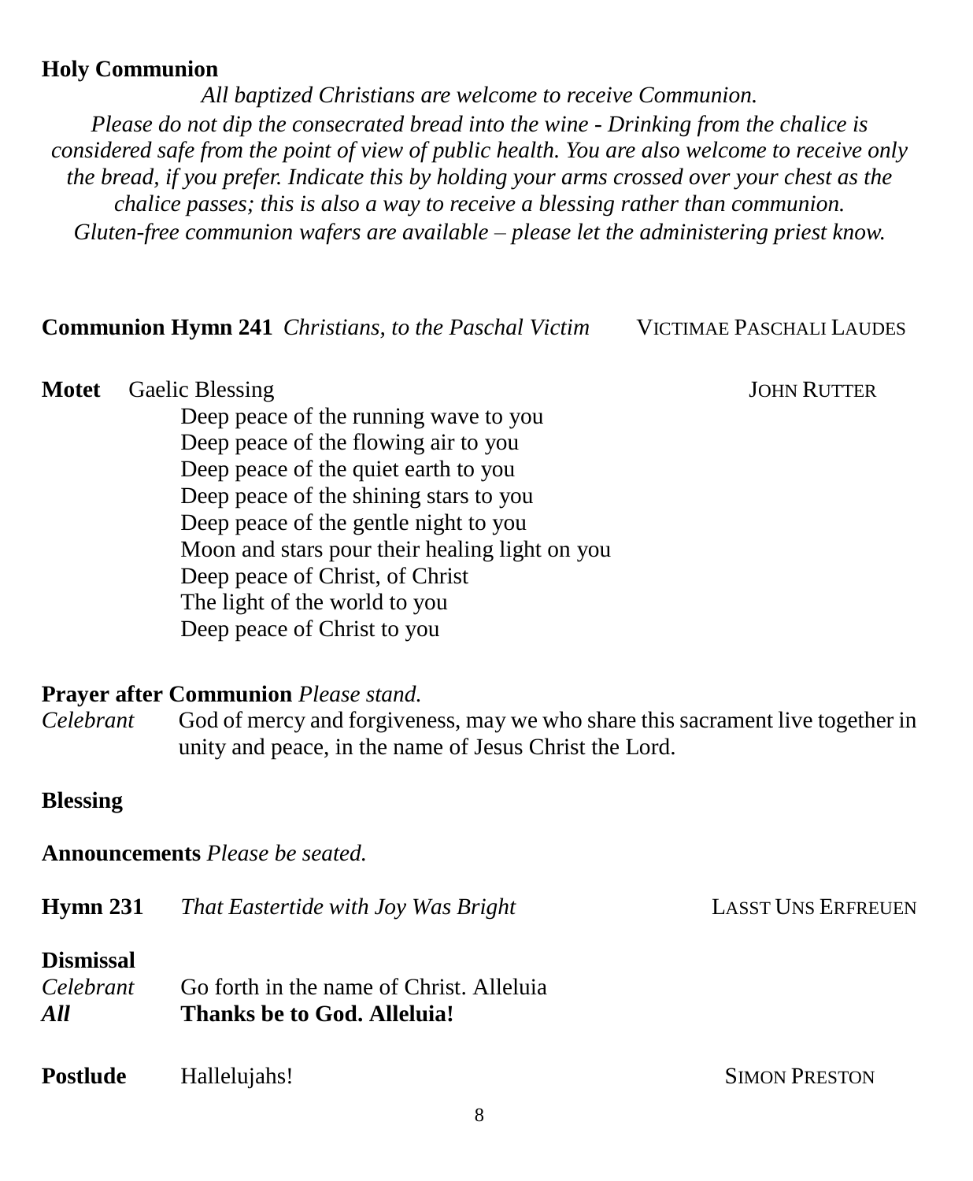**Holy Communion**

*All baptized Christians are welcome to receive Communion.*
*Please do not dip the consecrated bread into the wine - Drinking from the chalice is considered safe from the point of view of public health. You are also welcome to receive only the bread, if you prefer. Indicate this by holding your arms crossed over your chest as the chalice passes; this is also a way to receive a blessing rather than communion.*
*Gluten-free communion wafers are available – please let the administering priest know.*

**Communion Hymn 241** *Christians, to the Paschal Victim* VICTIMAE PASCHALI LAUDES

**Motet** Gaelic Blessing JOHN RUTTER

Deep peace of the running wave to you
Deep peace of the flowing air to you
Deep peace of the quiet earth to you
Deep peace of the shining stars to you
Deep peace of the gentle night to you
Moon and stars pour their healing light on you
Deep peace of Christ, of Christ
The light of the world to you
Deep peace of Christ to you

**Prayer after Communion** *Please stand.*

*Celebrant* God of mercy and forgiveness, may we who share this sacrament live together in unity and peace, in the name of Jesus Christ the Lord.

**Blessing**

**Announcements** *Please be seated.*

**Hymn 231** *That Eastertide with Joy Was Bright* LASST UNS ERFREUEN

**Dismissal**

*Celebrant* Go forth in the name of Christ. Alleluia
***All*** **Thanks be to God. Alleluia!**

**Postlude** Hallelujahs! SIMON PRESTON